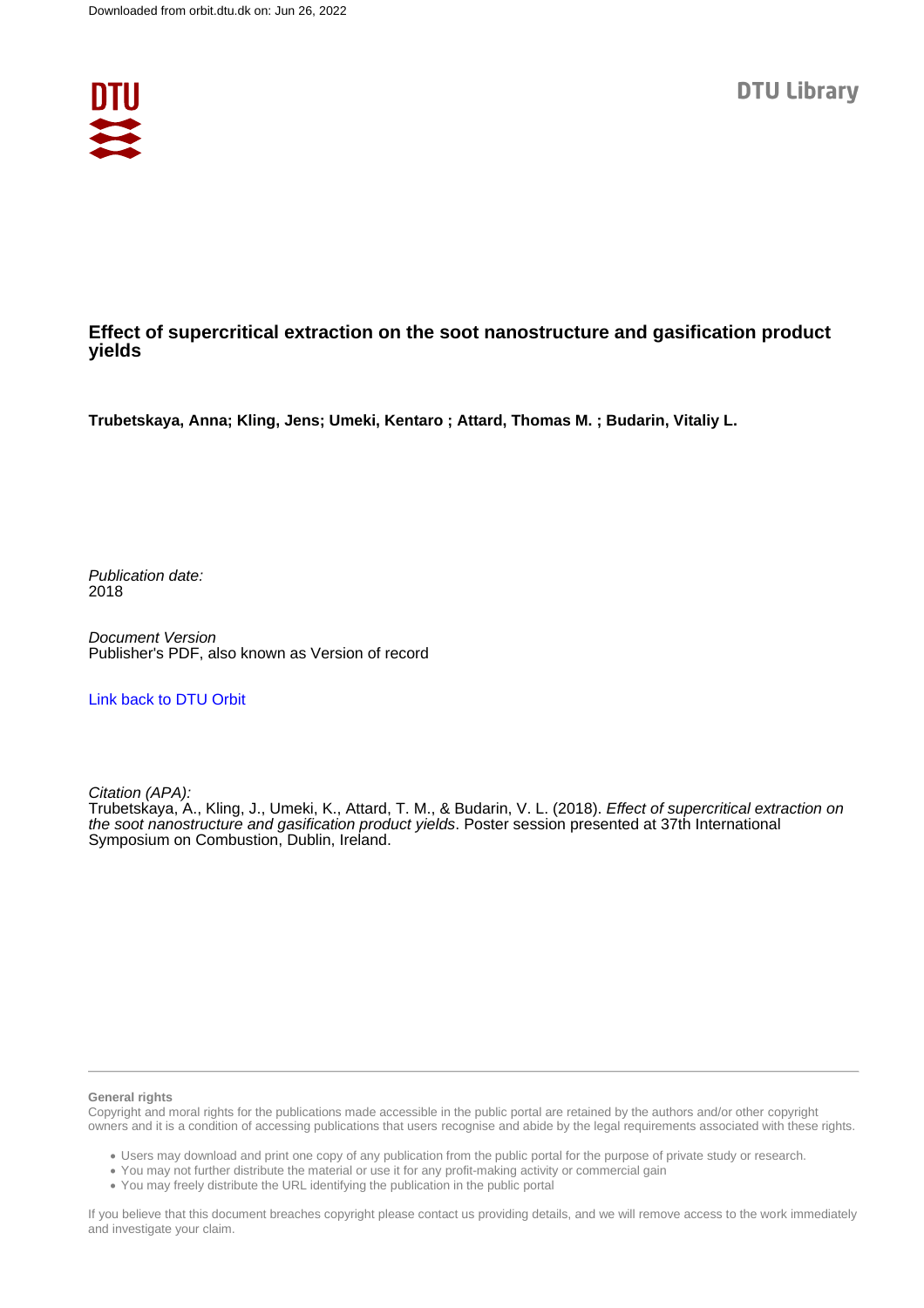# Effect of supercritical extraction on the soot nanostructure and gasification product yields

**Trubetskaya, Anna; Kling, Jens; Umeki, Kentaro ; Attard, Thomas M. ; Budarin, Vitaliy L.**

*Publication date:*
2018

*Document Version*
Publisher's PDF, also known as Version of record

Link back to DTU Orbit

*Citation (APA):*
Trubetskaya, A., Kling, J., Umeki, K., Attard, T. M., & Budarin, V. L. (2018). *Effect of supercritical extraction on the soot nanostructure and gasification product yields*. Poster session presented at 37th International Symposium on Combustion, Dublin, Ireland.

**General rights**

Copyright and moral rights for the publications made accessible in the public portal are retained by the authors and/or other copyright owners and it is a condition of accessing publications that users recognise and abide by the legal requirements associated with these rights.

- Users may download and print one copy of any publication from the public portal for the purpose of private study or research.
- You may not further distribute the material or use it for any profit-making activity or commercial gain
- You may freely distribute the URL identifying the publication in the public portal

If you believe that this document breaches copyright please contact us providing details, and we will remove access to the work immediately and investigate your claim.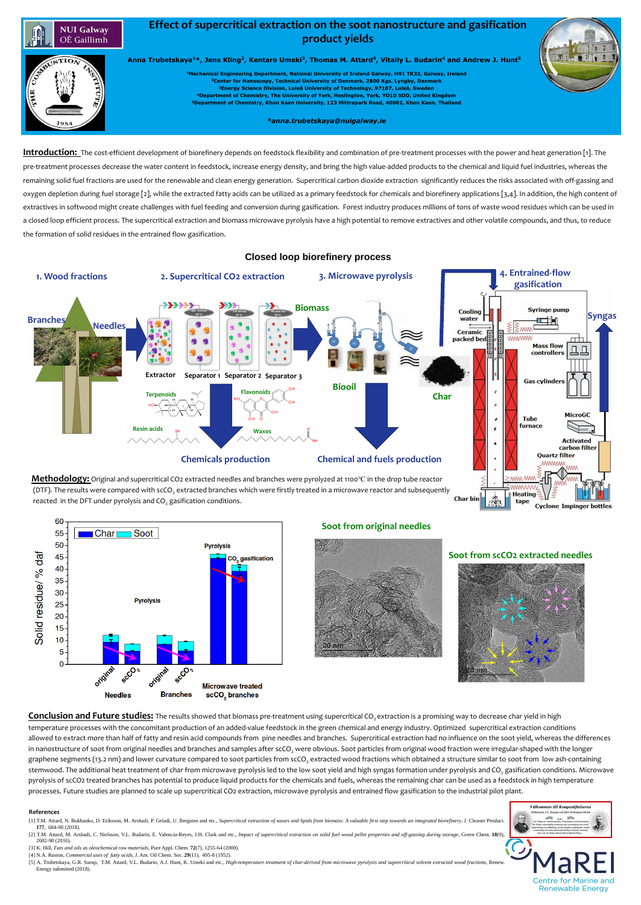# Effect of supercritical extraction on the soot nanostructure and gasification product yields

**Anna Trubetskaya[1]*, Jens Kling[2], Kentaro Umeki[3], Thomas M. Attard[4], Vitaliy L. Budarin[4] and Andrew J. Hunt[5]**

[1]Mechanical Engineering Department, National University of Ireland Galway, H91 TK33, Galway, Ireland
[2]Center for Nanoscopy, Technical University of Denmark, 2800 Kgs. Lyngby, Denmark
[3]Energy Science Division, Luleå University of Technology, 97187, Luleå, Sweden
[4]Department of Chemistry, The University of York, Heslington, York, YO10 5DD, United Kingdom
[5]Department of Chemistry, Khon Kaen University, 123 Mittraparb Road, 40002, Khon Kaen, Thailand

*anna.trubetskaya@nuigalway.ie

**Introduction:** The cost-efficient development of biorefinery depends on feedstock flexibility and combination of pre-treatment processes with the power and heat generation [1]. The pre-treatment processes decrease the water content in feedstock, increase energy density, and bring the high value-added products to the chemical and liquid fuel industries, whereas the remaining solid fuel fractions are used for the renewable and clean energy generation. Supercritical carbon dioxide extraction significantly reduces the risks associated with off-gassing and oxygen depletion during fuel storage [2], while the extracted fatty acids can be utilized as a primary feedstock for chemicals and biorefinery applications [3,4]. In addition, the high content of extractives in softwood might create challenges with fuel feeding and conversion during gasification. Forest industry produces millions of tons of waste wood residues which can be used in a closed loop efficient process. The supercritical extraction and biomass microwave pyrolysis have a high potential to remove extractives and other volatile compounds, and thus, to reduce the formation of solid residues in the entrained flow gasification.

## Closed loop biorefinery process

1. Wood fractions
2. Supercritical CO2 extraction
3. Microwave pyrolysis
4. Entrained-flow gasification

Branches
Needles
Extractor
Separator 1
Separator 2
Separator 3
Biomass
Terpenoids
Flavonoids
Resin acids
Waxes
Biooil
Char
Chemicals production
Chemical and fuels production
Syngas
Cooling water
Ceramic packed bed
Syringe pump
Mass flow controllers
Gas cylinders
Tube furnace
MicroGC
Activated carbon filter
Quartz filter
Char bin
Heating tape
Cyclone
Impinger bottles

**Methodology:** Original and supercritical CO2 extracted needles and branches were pyrolyzed at 1100°C in the drop tube reactor (DTF). The results were compared with $scCO_2$ extracted branches which were firstly treated in a microwave reactor and subsequently reacted in the DFT under pyrolysis and $CO_2$ gasification conditions.

Solid residue/ % daf
Char
Soot
60
55
50
45
40
35
30
25
20
15
10
5
0
Pyrolysis
Pyrolysis
$CO_2$ gasification
original
$scCO_2$
original
$scCO_2$
Needles
Branches
Microwave treated $scCO_2$ branches

Soot from original needles

20 nm

Soot from $scCO_2$ extracted needles

20 nm

**Conclusion and Future studies:** The results showed that biomass pre-treatment using supercritical $CO_2$ extraction is a promising way to decrease char yield in high temperature processes with the concomitant production of an added-value feedstock in the green chemical and energy industry. Optimized supercritical extraction conditions allowed to extract more than half of fatty and resin acid compounds from pine needles and branches. Supercritical extraction had no influence on the soot yield, whereas the differences in nanostructure of soot from original needles and branches and samples after $scCO_2$ were obvious. Soot particles from original wood fraction were irregular-shaped with the longer graphene segments (13.2 nm) and lower curvature compared to soot particles from $scCO_2$ extracted wood fractions which obtained a structure similar to soot from low ash-containing stemwood. The additional heat treatment of char from microwave pyrolysis led to the low soot yield and high syngas formation under pyrolysis and $CO_2$ gasification conditions. Microwave pyrolysis of $scCO_2$ treated branches has potential to produce liquid products for the chemicals and fuels, whereas the remaining char can be used as a feedstock in high temperature processes. Future studies are planned to scale up supercritical CO2 extraction, microwave pyrolysis and entrained flow gasification to the industrial pilot plant.

### References

[1] T.M. Attard, N. Bukhanko, D. Eriksson, M. Arshadi, P. Geladi, U. Bergsten et al., *Supercritical extraction of waxes and lipids from biomass: A valuable first step towards an integrated biorefinery*, J. Cleaner Product. **177**, 684-98 (2018).
[2] T.M. Attard, M. Arshadi, C. Nielsson, V.L. Budarin, E. Valencia-Reyes, J.H. Clark and etc., *Impact of supercritical extraction on solid fuel wood pellet properties and off-gassing during storage*, Green Chem. **18**(9), 2682-90 (2016).
[3] K. Hill, *Fats and oils as oleochemical raw materials*, Pure Appl. Chem. **72**(7), 1255-64 (2000).
[4] N.A. Ruston, *Commercial uses of fatty acids*, J. Am. Oil Chem. Soc. **29**(11), 495-8 (1952).
[5] A. Trubetskaya, G.R. Surup, T.M. Attard, V.L. Budarin, A.J. Hunt, K. Umeki and etc., *High-temperature treatment of char-derived from microwave pyrolysis and supercritical solvent extracted wood fractions*, Renew. Energy submitted (2018).

MaREI
Centre for Marine and Renewable Energy